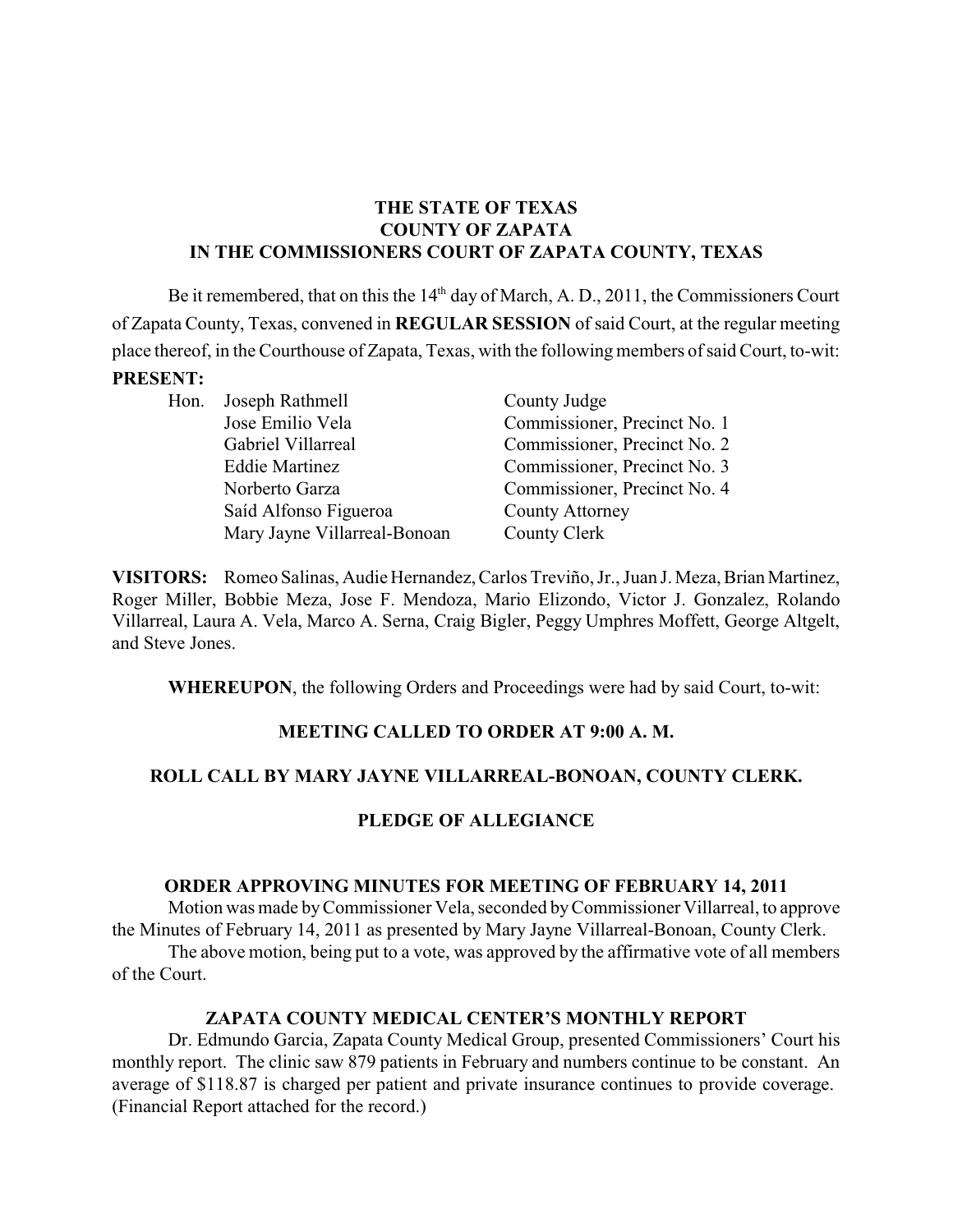**THE STATE OF TEXAS**
**COUNTY OF ZAPATA**
**IN THE COMMISSIONERS COURT OF ZAPATA COUNTY, TEXAS**

Be it remembered, that on this the 14th day of March, A. D., 2011, the Commissioners Court of Zapata County, Texas, convened in **REGULAR SESSION** of said Court, at the regular meeting place thereof, in the Courthouse of Zapata, Texas, with the following members of said Court, to-wit:

**PRESENT:**

| | | |
|---|---|---|
| Hon. | Joseph Rathmell | County Judge |
| | Jose Emilio Vela | Commissioner, Precinct No. 1 |
| | Gabriel Villarreal | Commissioner, Precinct No. 2 |
| | Eddie Martinez | Commissioner, Precinct No. 3 |
| | Norberto Garza | Commissioner, Precinct No. 4 |
| | Saíd Alfonso Figueroa | County Attorney |
| | Mary Jayne Villarreal-Bonoan | County Clerk |

**VISITORS:** Romeo Salinas, Audie Hernandez, Carlos Treviño, Jr., Juan J. Meza, Brian Martinez, Roger Miller, Bobbie Meza, Jose F. Mendoza, Mario Elizondo, Victor J. Gonzalez, Rolando Villarreal, Laura A. Vela, Marco A. Serna, Craig Bigler, Peggy Umphres Moffett, George Altgelt, and Steve Jones.

**WHEREUPON**, the following Orders and Proceedings were had by said Court, to-wit:

**MEETING CALLED TO ORDER AT 9:00 A. M.**

**ROLL CALL BY MARY JAYNE VILLARREAL-BONOAN, COUNTY CLERK.**

**PLEDGE OF ALLEGIANCE**

**ORDER APPROVING MINUTES FOR MEETING OF FEBRUARY 14, 2011**

Motion was made by Commissioner Vela, seconded by Commissioner Villarreal, to approve the Minutes of February 14, 2011 as presented by Mary Jayne Villarreal-Bonoan, County Clerk.

The above motion, being put to a vote, was approved by the affirmative vote of all members of the Court.

**ZAPATA COUNTY MEDICAL CENTER'S MONTHLY REPORT**

Dr. Edmundo Garcia, Zapata County Medical Group, presented Commissioners' Court his monthly report. The clinic saw 879 patients in February and numbers continue to be constant. An average of $118.87 is charged per patient and private insurance continues to provide coverage. (Financial Report attached for the record.)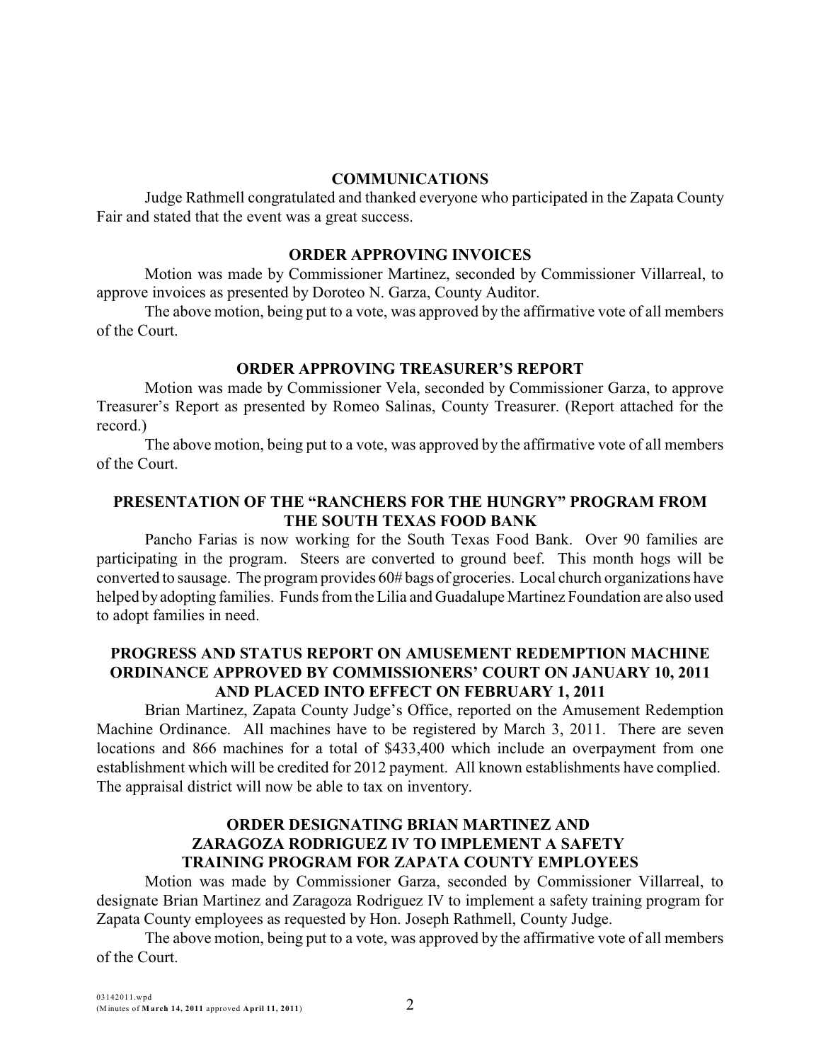## COMMUNICATIONS

Judge Rathmell congratulated and thanked everyone who participated in the Zapata County Fair and stated that the event was a great success.

## ORDER APPROVING INVOICES

Motion was made by Commissioner Martinez, seconded by Commissioner Villarreal, to approve invoices as presented by Doroteo N. Garza, County Auditor.

The above motion, being put to a vote, was approved by the affirmative vote of all members of the Court.

## ORDER APPROVING TREASURER'S REPORT

Motion was made by Commissioner Vela, seconded by Commissioner Garza, to approve Treasurer's Report as presented by Romeo Salinas, County Treasurer. (Report attached for the record.)

The above motion, being put to a vote, was approved by the affirmative vote of all members of the Court.

## PRESENTATION OF THE "RANCHERS FOR THE HUNGRY" PROGRAM FROM THE SOUTH TEXAS FOOD BANK

Pancho Farias is now working for the South Texas Food Bank. Over 90 families are participating in the program. Steers are converted to ground beef. This month hogs will be converted to sausage. The program provides 60# bags of groceries. Local church organizations have helped by adopting families. Funds from the Lilia and Guadalupe Martinez Foundation are also used to adopt families in need.

## PROGRESS AND STATUS REPORT ON AMUSEMENT REDEMPTION MACHINE ORDINANCE APPROVED BY COMMISSIONERS' COURT ON JANUARY 10, 2011 AND PLACED INTO EFFECT ON FEBRUARY 1, 2011

Brian Martinez, Zapata County Judge's Office, reported on the Amusement Redemption Machine Ordinance. All machines have to be registered by March 3, 2011. There are seven locations and 866 machines for a total of $433,400 which include an overpayment from one establishment which will be credited for 2012 payment. All known establishments have complied. The appraisal district will now be able to tax on inventory.

## ORDER DESIGNATING BRIAN MARTINEZ AND ZARAGOZA RODRIGUEZ IV TO IMPLEMENT A SAFETY TRAINING PROGRAM FOR ZAPATA COUNTY EMPLOYEES

Motion was made by Commissioner Garza, seconded by Commissioner Villarreal, to designate Brian Martinez and Zaragoza Rodriguez IV to implement a safety training program for Zapata County employees as requested by Hon. Joseph Rathmell, County Judge.

The above motion, being put to a vote, was approved by the affirmative vote of all members of the Court.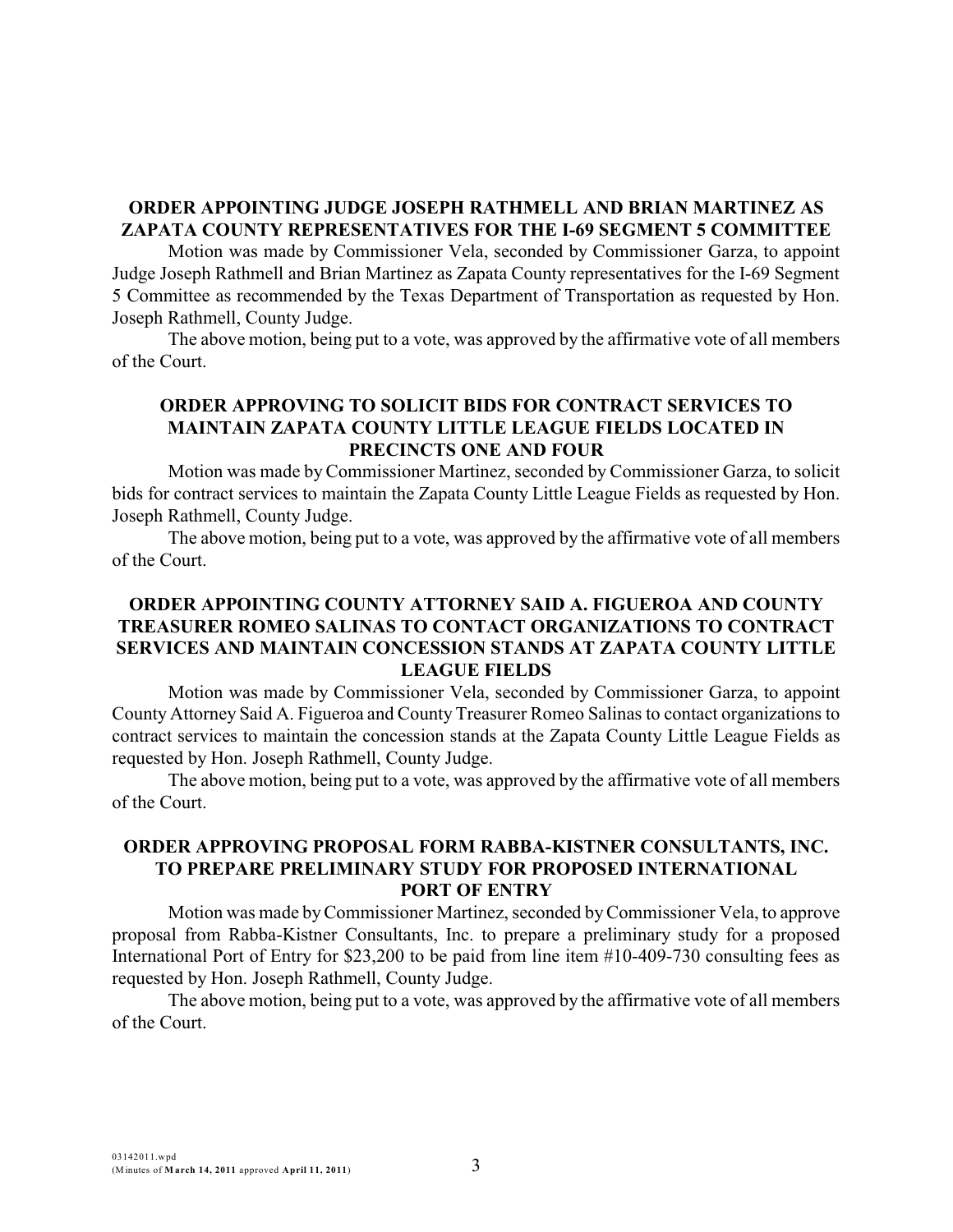**ORDER APPOINTING JUDGE JOSEPH RATHMELL AND BRIAN MARTINEZ AS ZAPATA COUNTY REPRESENTATIVES FOR THE I-69 SEGMENT 5 COMMITTEE**

Motion was made by Commissioner Vela, seconded by Commissioner Garza, to appoint Judge Joseph Rathmell and Brian Martinez as Zapata County representatives for the I-69 Segment 5 Committee as recommended by the Texas Department of Transportation as requested by Hon. Joseph Rathmell, County Judge.

The above motion, being put to a vote, was approved by the affirmative vote of all members of the Court.

**ORDER APPROVING TO SOLICIT BIDS FOR CONTRACT SERVICES TO MAINTAIN ZAPATA COUNTY LITTLE LEAGUE FIELDS LOCATED IN PRECINCTS ONE AND FOUR**

Motion was made by Commissioner Martinez, seconded by Commissioner Garza, to solicit bids for contract services to maintain the Zapata County Little League Fields as requested by Hon. Joseph Rathmell, County Judge.

The above motion, being put to a vote, was approved by the affirmative vote of all members of the Court.

**ORDER APPOINTING COUNTY ATTORNEY SAID A. FIGUEROA AND COUNTY TREASURER ROMEO SALINAS TO CONTACT ORGANIZATIONS TO CONTRACT SERVICES AND MAINTAIN CONCESSION STANDS AT ZAPATA COUNTY LITTLE LEAGUE FIELDS**

Motion was made by Commissioner Vela, seconded by Commissioner Garza, to appoint County Attorney Said A. Figueroa and County Treasurer Romeo Salinas to contact organizations to contract services to maintain the concession stands at the Zapata County Little League Fields as requested by Hon. Joseph Rathmell, County Judge.

The above motion, being put to a vote, was approved by the affirmative vote of all members of the Court.

**ORDER APPROVING PROPOSAL FORM RABBA-KISTNER CONSULTANTS, INC. TO PREPARE PRELIMINARY STUDY FOR PROPOSED INTERNATIONAL PORT OF ENTRY**

Motion was made by Commissioner Martinez, seconded by Commissioner Vela, to approve proposal from Rabba-Kistner Consultants, Inc. to prepare a preliminary study for a proposed International Port of Entry for $23,200 to be paid from line item #10-409-730 consulting fees as requested by Hon. Joseph Rathmell, County Judge.

The above motion, being put to a vote, was approved by the affirmative vote of all members of the Court.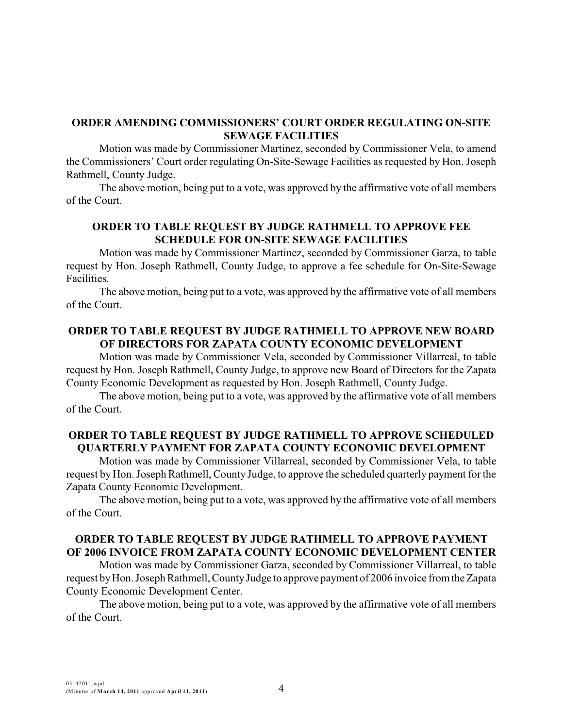### ORDER AMENDING COMMISSIONERS' COURT ORDER REGULATING ON-SITE SEWAGE FACILITIES

Motion was made by Commissioner Martinez, seconded by Commissioner Vela, to amend the Commissioners' Court order regulating On-Site-Sewage Facilities as requested by Hon. Joseph Rathmell, County Judge.

The above motion, being put to a vote, was approved by the affirmative vote of all members of the Court.

### ORDER TO TABLE REQUEST BY JUDGE RATHMELL TO APPROVE FEE SCHEDULE FOR ON-SITE SEWAGE FACILITIES

Motion was made by Commissioner Martinez, seconded by Commissioner Garza, to table request by Hon. Joseph Rathmell, County Judge, to approve a fee schedule for On-Site-Sewage Facilities.

The above motion, being put to a vote, was approved by the affirmative vote of all members of the Court.

### ORDER TO TABLE REQUEST BY JUDGE RATHMELL TO APPROVE NEW BOARD OF DIRECTORS FOR ZAPATA COUNTY ECONOMIC DEVELOPMENT

Motion was made by Commissioner Vela, seconded by Commissioner Villarreal, to table request by Hon. Joseph Rathmell, County Judge, to approve new Board of Directors for the Zapata County Economic Development as requested by Hon. Joseph Rathmell, County Judge.

The above motion, being put to a vote, was approved by the affirmative vote of all members of the Court.

### ORDER TO TABLE REQUEST BY JUDGE RATHMELL TO APPROVE SCHEDULED QUARTERLY PAYMENT FOR ZAPATA COUNTY ECONOMIC DEVELOPMENT

Motion was made by Commissioner Villarreal, seconded by Commissioner Vela, to table request by Hon. Joseph Rathmell, County Judge, to approve the scheduled quarterly payment for the Zapata County Economic Development.

The above motion, being put to a vote, was approved by the affirmative vote of all members of the Court.

### ORDER TO TABLE REQUEST BY JUDGE RATHMELL TO APPROVE PAYMENT OF 2006 INVOICE FROM ZAPATA COUNTY ECONOMIC DEVELOPMENT CENTER

Motion was made by Commissioner Garza, seconded by Commissioner Villarreal, to table request by Hon. Joseph Rathmell, County Judge to approve payment of 2006 invoice from the Zapata County Economic Development Center.

The above motion, being put to a vote, was approved by the affirmative vote of all members of the Court.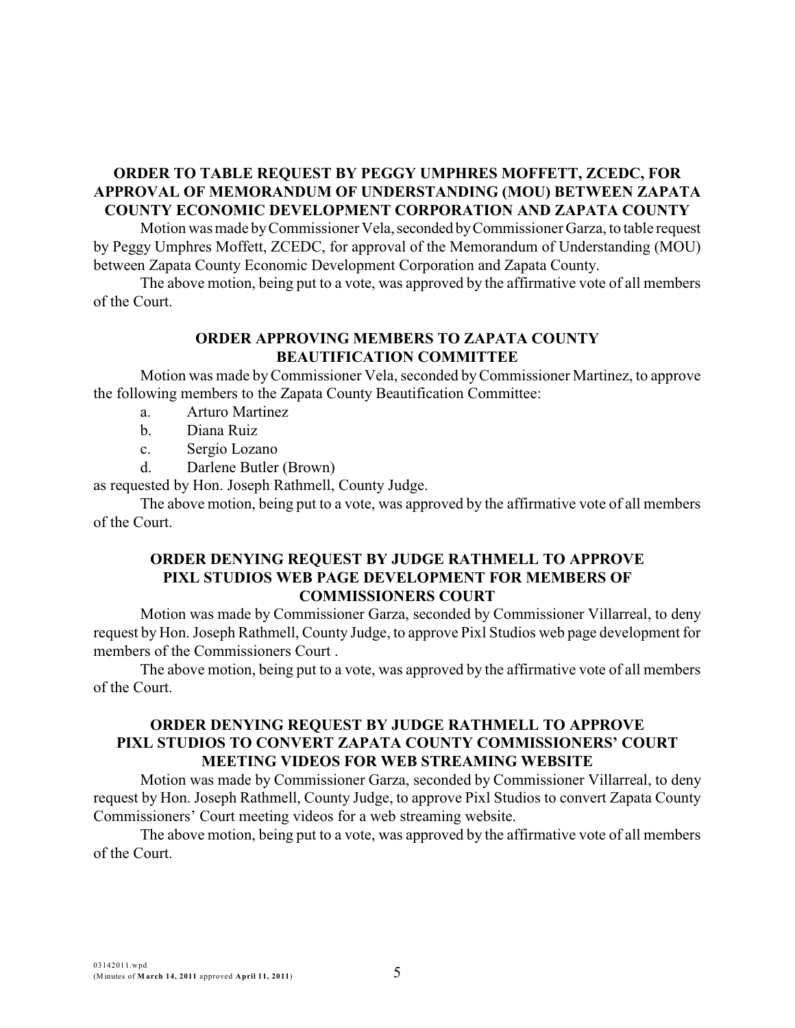### ORDER TO TABLE REQUEST BY PEGGY UMPHRES MOFFETT, ZCEDC, FOR APPROVAL OF MEMORANDUM OF UNDERSTANDING (MOU) BETWEEN ZAPATA COUNTY ECONOMIC DEVELOPMENT CORPORATION AND ZAPATA COUNTY

Motion was made by Commissioner Vela, seconded by Commissioner Garza, to table request by Peggy Umphres Moffett, ZCEDC, for approval of the Memorandum of Understanding (MOU) between Zapata County Economic Development Corporation and Zapata County.

The above motion, being put to a vote, was approved by the affirmative vote of all members of the Court.

### ORDER APPROVING MEMBERS TO ZAPATA COUNTY BEAUTIFICATION COMMITTEE

Motion was made by Commissioner Vela, seconded by Commissioner Martinez, to approve the following members to the Zapata County Beautification Committee:

a. Arturo Martinez
b. Diana Ruiz
c. Sergio Lozano
d. Darlene Butler (Brown)

as requested by Hon. Joseph Rathmell, County Judge.

The above motion, being put to a vote, was approved by the affirmative vote of all members of the Court.

### ORDER DENYING REQUEST BY JUDGE RATHMELL TO APPROVE PIXL STUDIOS WEB PAGE DEVELOPMENT FOR MEMBERS OF COMMISSIONERS COURT

Motion was made by Commissioner Garza, seconded by Commissioner Villarreal, to deny request by Hon. Joseph Rathmell, County Judge, to approve Pixl Studios web page development for members of the Commissioners Court .

The above motion, being put to a vote, was approved by the affirmative vote of all members of the Court.

### ORDER DENYING REQUEST BY JUDGE RATHMELL TO APPROVE PIXL STUDIOS TO CONVERT ZAPATA COUNTY COMMISSIONERS' COURT MEETING VIDEOS FOR WEB STREAMING WEBSITE

Motion was made by Commissioner Garza, seconded by Commissioner Villarreal, to deny request by Hon. Joseph Rathmell, County Judge, to approve Pixl Studios to convert Zapata County Commissioners' Court meeting videos for a web streaming website.

The above motion, being put to a vote, was approved by the affirmative vote of all members of the Court.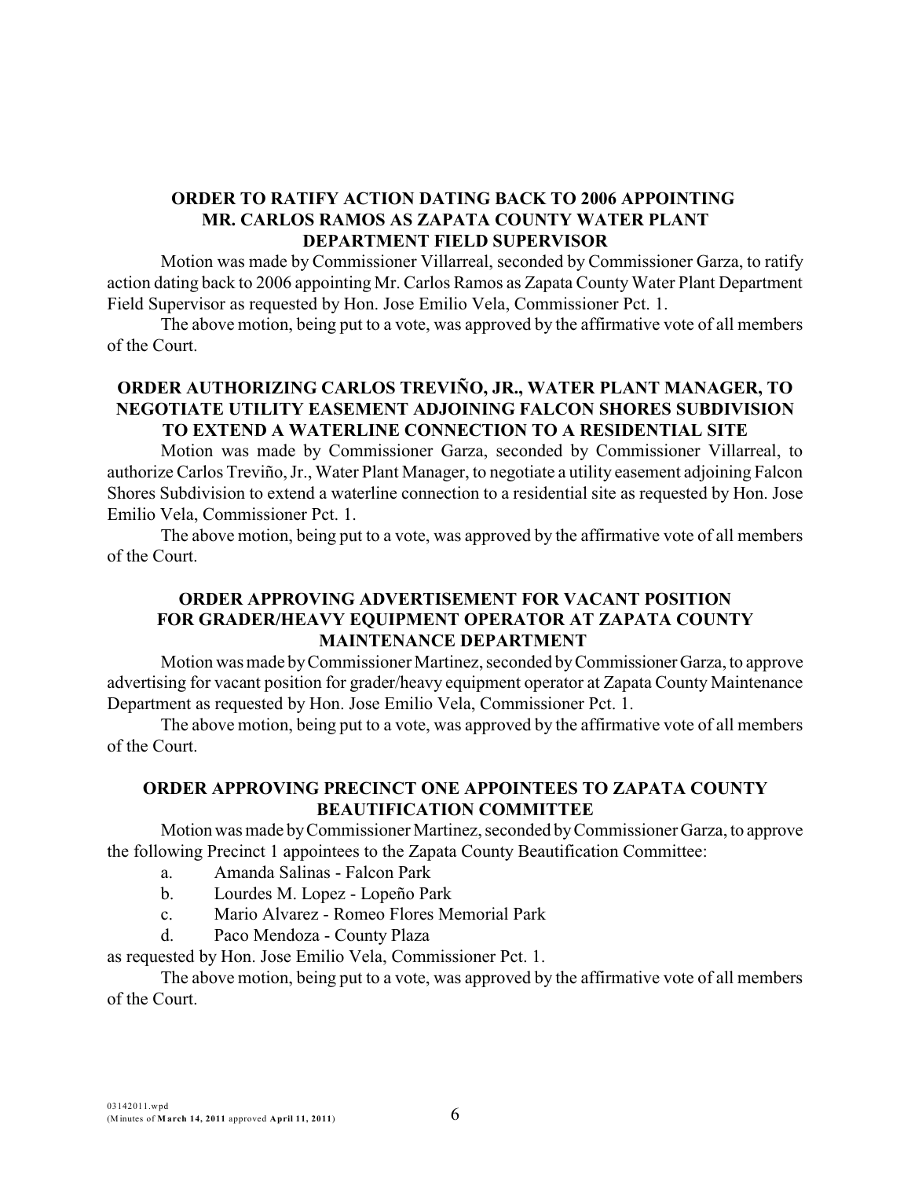## ORDER TO RATIFY ACTION DATING BACK TO 2006 APPOINTING MR. CARLOS RAMOS AS ZAPATA COUNTY WATER PLANT DEPARTMENT FIELD SUPERVISOR

Motion was made by Commissioner Villarreal, seconded by Commissioner Garza, to ratify action dating back to 2006 appointing Mr. Carlos Ramos as Zapata County Water Plant Department Field Supervisor as requested by Hon. Jose Emilio Vela, Commissioner Pct. 1.

The above motion, being put to a vote, was approved by the affirmative vote of all members of the Court.

## ORDER AUTHORIZING CARLOS TREVIÑO, JR., WATER PLANT MANAGER, TO NEGOTIATE UTILITY EASEMENT ADJOINING FALCON SHORES SUBDIVISION TO EXTEND A WATERLINE CONNECTION TO A RESIDENTIAL SITE

Motion was made by Commissioner Garza, seconded by Commissioner Villarreal, to authorize Carlos Treviño, Jr., Water Plant Manager, to negotiate a utility easement adjoining Falcon Shores Subdivision to extend a waterline connection to a residential site as requested by Hon. Jose Emilio Vela, Commissioner Pct. 1.

The above motion, being put to a vote, was approved by the affirmative vote of all members of the Court.

## ORDER APPROVING ADVERTISEMENT FOR VACANT POSITION FOR GRADER/HEAVY EQUIPMENT OPERATOR AT ZAPATA COUNTY MAINTENANCE DEPARTMENT

Motion was made by Commissioner Martinez, seconded by Commissioner Garza, to approve advertising for vacant position for grader/heavy equipment operator at Zapata County Maintenance Department as requested by Hon. Jose Emilio Vela, Commissioner Pct. 1.

The above motion, being put to a vote, was approved by the affirmative vote of all members of the Court.

## ORDER APPROVING PRECINCT ONE APPOINTEES TO ZAPATA COUNTY BEAUTIFICATION COMMITTEE

Motion was made by Commissioner Martinez, seconded by Commissioner Garza, to approve the following Precinct 1 appointees to the Zapata County Beautification Committee:

a. Amanda Salinas - Falcon Park
b. Lourdes M. Lopez - Lopeño Park
c. Mario Alvarez - Romeo Flores Memorial Park
d. Paco Mendoza - County Plaza

as requested by Hon. Jose Emilio Vela, Commissioner Pct. 1.

The above motion, being put to a vote, was approved by the affirmative vote of all members of the Court.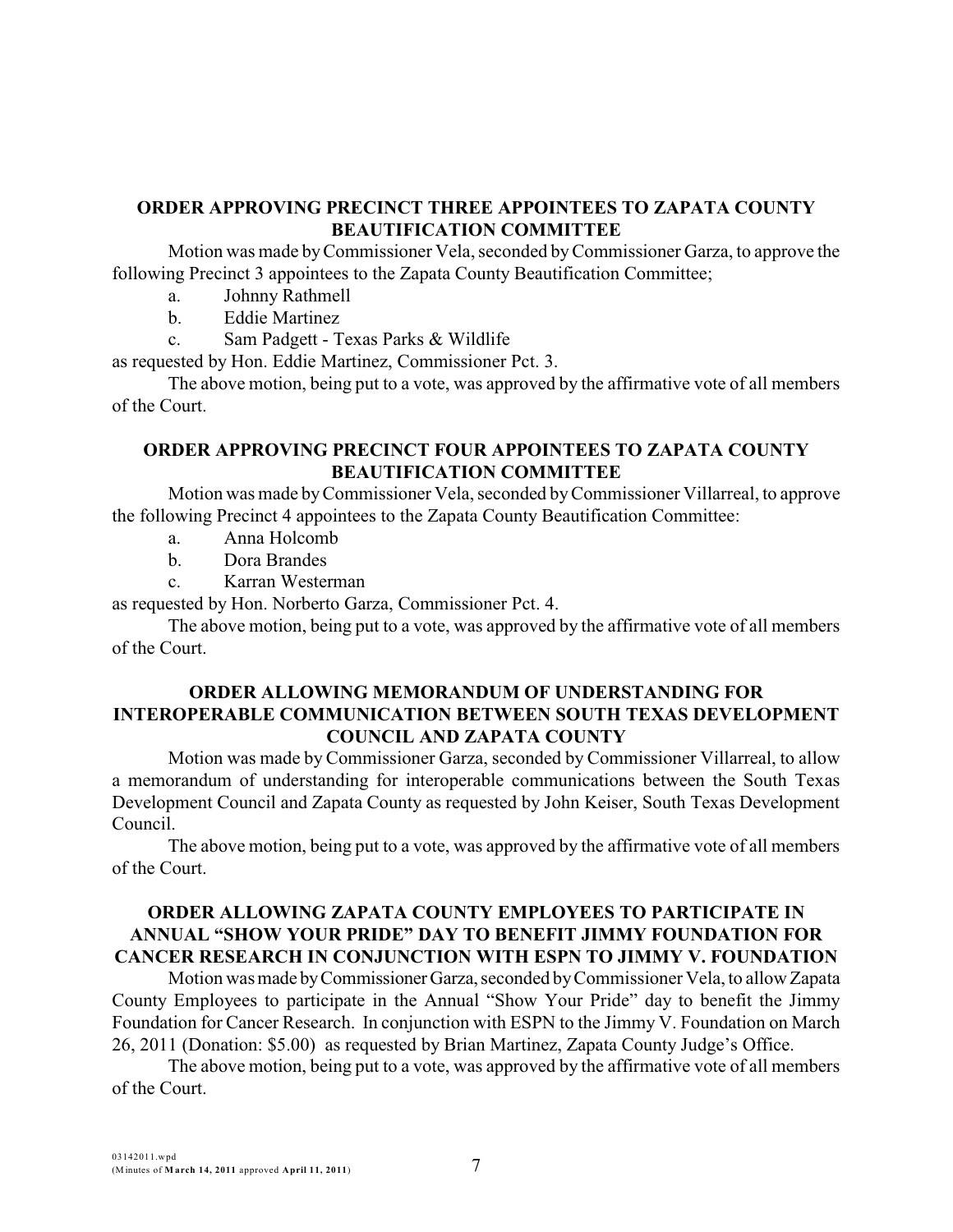## ORDER APPROVING PRECINCT THREE APPOINTEES TO ZAPATA COUNTY BEAUTIFICATION COMMITTEE

Motion was made by Commissioner Vela, seconded by Commissioner Garza, to approve the following Precinct 3 appointees to the Zapata County Beautification Committee;

a. Johnny Rathmell
b. Eddie Martinez
c. Sam Padgett - Texas Parks & Wildlife

as requested by Hon. Eddie Martinez, Commissioner Pct. 3.

The above motion, being put to a vote, was approved by the affirmative vote of all members of the Court.

## ORDER APPROVING PRECINCT FOUR APPOINTEES TO ZAPATA COUNTY BEAUTIFICATION COMMITTEE

Motion was made by Commissioner Vela, seconded by Commissioner Villarreal, to approve the following Precinct 4 appointees to the Zapata County Beautification Committee:

a. Anna Holcomb
b. Dora Brandes
c. Karran Westerman

as requested by Hon. Norberto Garza, Commissioner Pct. 4.

The above motion, being put to a vote, was approved by the affirmative vote of all members of the Court.

## ORDER ALLOWING MEMORANDUM OF UNDERSTANDING FOR INTEROPERABLE COMMUNICATION BETWEEN SOUTH TEXAS DEVELOPMENT COUNCIL AND ZAPATA COUNTY

Motion was made by Commissioner Garza, seconded by Commissioner Villarreal, to allow a memorandum of understanding for interoperable communications between the South Texas Development Council and Zapata County as requested by John Keiser, South Texas Development Council.

The above motion, being put to a vote, was approved by the affirmative vote of all members of the Court.

## ORDER ALLOWING ZAPATA COUNTY EMPLOYEES TO PARTICIPATE IN ANNUAL "SHOW YOUR PRIDE" DAY TO BENEFIT JIMMY FOUNDATION FOR CANCER RESEARCH IN CONJUNCTION WITH ESPN TO JIMMY V. FOUNDATION

Motion was made by Commissioner Garza, seconded by Commissioner Vela, to allow Zapata County Employees to participate in the Annual "Show Your Pride" day to benefit the Jimmy Foundation for Cancer Research. In conjunction with ESPN to the Jimmy V. Foundation on March 26, 2011 (Donation: $5.00) as requested by Brian Martinez, Zapata County Judge's Office.

The above motion, being put to a vote, was approved by the affirmative vote of all members of the Court.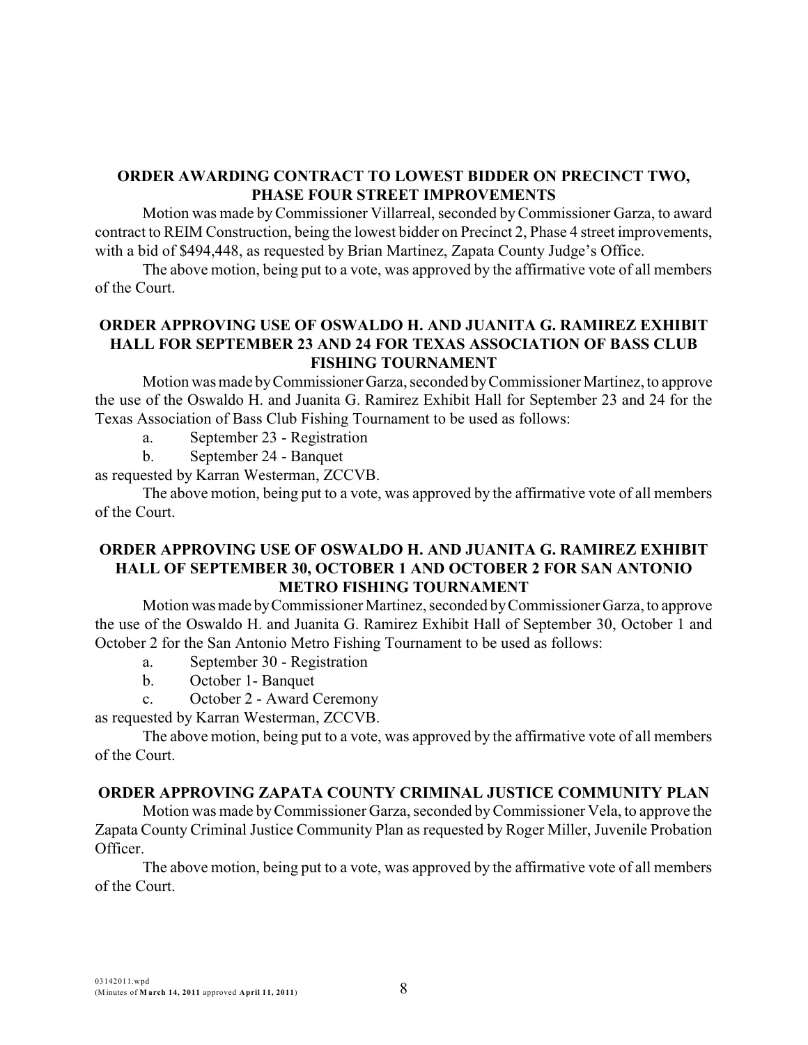## ORDER AWARDING CONTRACT TO LOWEST BIDDER ON PRECINCT TWO, PHASE FOUR STREET IMPROVEMENTS

Motion was made by Commissioner Villarreal, seconded by Commissioner Garza, to award contract to REIM Construction, being the lowest bidder on Precinct 2, Phase 4 street improvements, with a bid of $494,448, as requested by Brian Martinez, Zapata County Judge's Office.

The above motion, being put to a vote, was approved by the affirmative vote of all members of the Court.

## ORDER APPROVING USE OF OSWALDO H. AND JUANITA G. RAMIREZ EXHIBIT HALL FOR SEPTEMBER 23 AND 24 FOR TEXAS ASSOCIATION OF BASS CLUB FISHING TOURNAMENT

Motion was made by Commissioner Garza, seconded by Commissioner Martinez, to approve the use of the Oswaldo H. and Juanita G. Ramirez Exhibit Hall for September 23 and 24 for the Texas Association of Bass Club Fishing Tournament to be used as follows:

a. September 23 - Registration
b. September 24 - Banquet

as requested by Karran Westerman, ZCCVB.

The above motion, being put to a vote, was approved by the affirmative vote of all members of the Court.

## ORDER APPROVING USE OF OSWALDO H. AND JUANITA G. RAMIREZ EXHIBIT HALL OF SEPTEMBER 30, OCTOBER 1 AND OCTOBER 2 FOR SAN ANTONIO METRO FISHING TOURNAMENT

Motion was made by Commissioner Martinez, seconded by Commissioner Garza, to approve the use of the Oswaldo H. and Juanita G. Ramirez Exhibit Hall of September 30, October 1 and October 2 for the San Antonio Metro Fishing Tournament to be used as follows:

a. September 30 - Registration
b. October 1- Banquet
c. October 2 - Award Ceremony

as requested by Karran Westerman, ZCCVB.

The above motion, being put to a vote, was approved by the affirmative vote of all members of the Court.

## ORDER APPROVING ZAPATA COUNTY CRIMINAL JUSTICE COMMUNITY PLAN

Motion was made by Commissioner Garza, seconded by Commissioner Vela, to approve the Zapata County Criminal Justice Community Plan as requested by Roger Miller, Juvenile Probation Officer.

The above motion, being put to a vote, was approved by the affirmative vote of all members of the Court.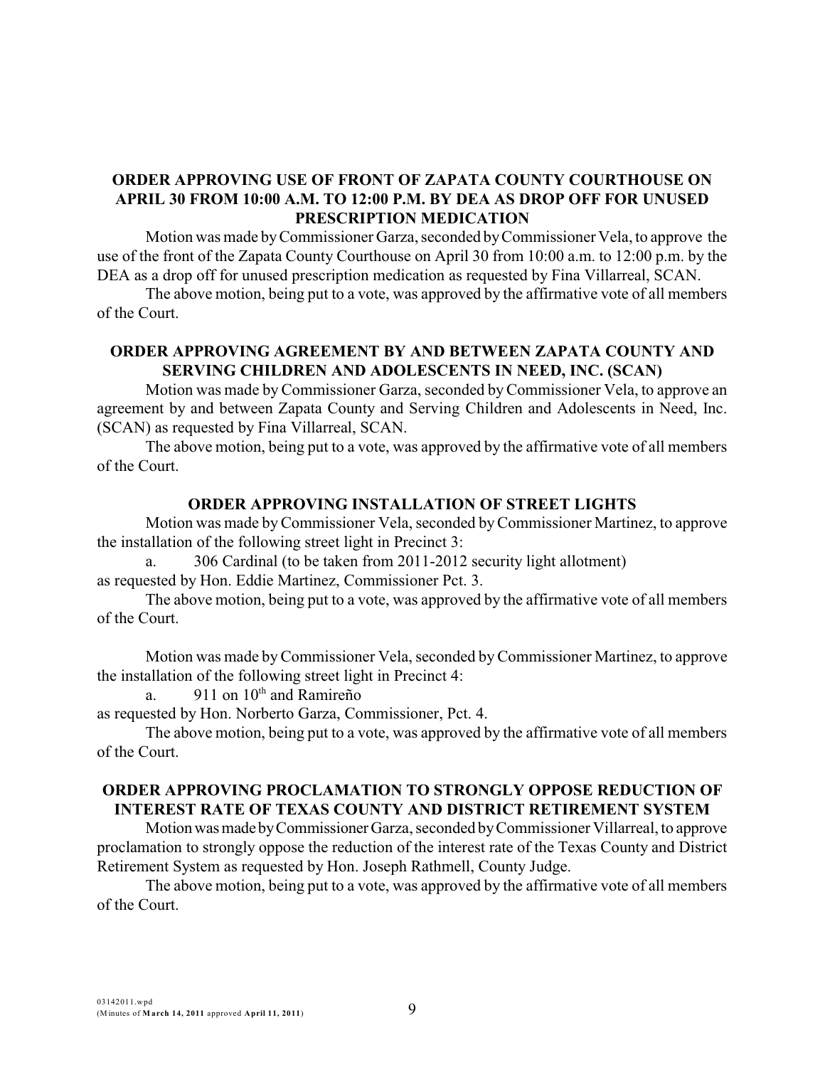**ORDER APPROVING USE OF FRONT OF ZAPATA COUNTY COURTHOUSE ON APRIL 30 FROM 10:00 A.M. TO 12:00 P.M. BY DEA AS DROP OFF FOR UNUSED PRESCRIPTION MEDICATION**

Motion was made by Commissioner Garza, seconded by Commissioner Vela, to approve the use of the front of the Zapata County Courthouse on April 30 from 10:00 a.m. to 12:00 p.m. by the DEA as a drop off for unused prescription medication as requested by Fina Villarreal, SCAN.

The above motion, being put to a vote, was approved by the affirmative vote of all members of the Court.

**ORDER APPROVING AGREEMENT BY AND BETWEEN ZAPATA COUNTY AND SERVING CHILDREN AND ADOLESCENTS IN NEED, INC. (SCAN)**

Motion was made by Commissioner Garza, seconded by Commissioner Vela, to approve an agreement by and between Zapata County and Serving Children and Adolescents in Need, Inc. (SCAN) as requested by Fina Villarreal, SCAN.

The above motion, being put to a vote, was approved by the affirmative vote of all members of the Court.

**ORDER APPROVING INSTALLATION OF STREET LIGHTS**

Motion was made by Commissioner Vela, seconded by Commissioner Martinez, to approve the installation of the following street light in Precinct 3:

a. 306 Cardinal (to be taken from 2011-2012 security light allotment)

as requested by Hon. Eddie Martinez, Commissioner Pct. 3.

The above motion, being put to a vote, was approved by the affirmative vote of all members of the Court.

Motion was made by Commissioner Vela, seconded by Commissioner Martinez, to approve the installation of the following street light in Precinct 4:

a. 911 on 10th and Ramireño

as requested by Hon. Norberto Garza, Commissioner, Pct. 4.

The above motion, being put to a vote, was approved by the affirmative vote of all members of the Court.

**ORDER APPROVING PROCLAMATION TO STRONGLY OPPOSE REDUCTION OF INTEREST RATE OF TEXAS COUNTY AND DISTRICT RETIREMENT SYSTEM**

Motion was made by Commissioner Garza, seconded by Commissioner Villarreal, to approve proclamation to strongly oppose the reduction of the interest rate of the Texas County and District Retirement System as requested by Hon. Joseph Rathmell, County Judge.

The above motion, being put to a vote, was approved by the affirmative vote of all members of the Court.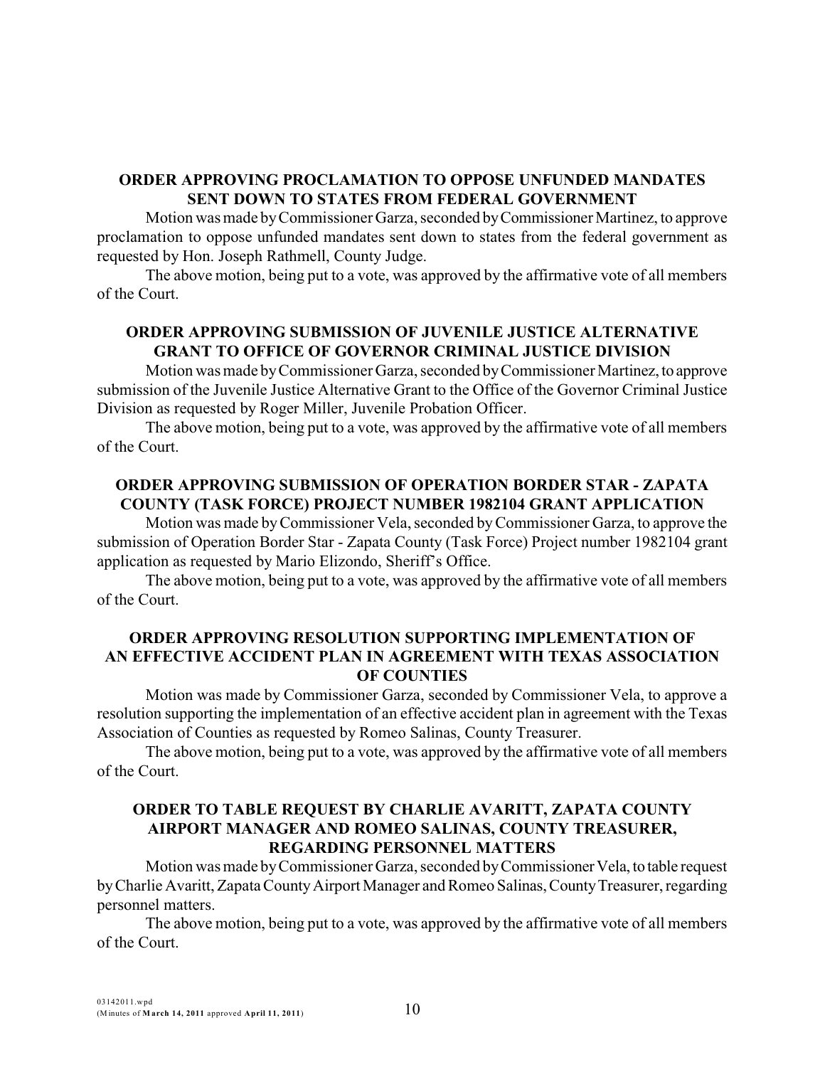**ORDER APPROVING PROCLAMATION TO OPPOSE UNFUNDED MANDATES SENT DOWN TO STATES FROM FEDERAL GOVERNMENT**

Motion was made by Commissioner Garza, seconded by Commissioner Martinez, to approve proclamation to oppose unfunded mandates sent down to states from the federal government as requested by Hon. Joseph Rathmell, County Judge.

The above motion, being put to a vote, was approved by the affirmative vote of all members of the Court.

**ORDER APPROVING SUBMISSION OF JUVENILE JUSTICE ALTERNATIVE GRANT TO OFFICE OF GOVERNOR CRIMINAL JUSTICE DIVISION**

Motion was made by Commissioner Garza, seconded by Commissioner Martinez, to approve submission of the Juvenile Justice Alternative Grant to the Office of the Governor Criminal Justice Division as requested by Roger Miller, Juvenile Probation Officer.

The above motion, being put to a vote, was approved by the affirmative vote of all members of the Court.

**ORDER APPROVING SUBMISSION OF OPERATION BORDER STAR - ZAPATA COUNTY (TASK FORCE) PROJECT NUMBER 1982104 GRANT APPLICATION**

Motion was made by Commissioner Vela, seconded by Commissioner Garza, to approve the submission of Operation Border Star - Zapata County (Task Force) Project number 1982104 grant application as requested by Mario Elizondo, Sheriff's Office.

The above motion, being put to a vote, was approved by the affirmative vote of all members of the Court.

**ORDER APPROVING RESOLUTION SUPPORTING IMPLEMENTATION OF AN EFFECTIVE ACCIDENT PLAN IN AGREEMENT WITH TEXAS ASSOCIATION OF COUNTIES**

Motion was made by Commissioner Garza, seconded by Commissioner Vela, to approve a resolution supporting the implementation of an effective accident plan in agreement with the Texas Association of Counties as requested by Romeo Salinas, County Treasurer.

The above motion, being put to a vote, was approved by the affirmative vote of all members of the Court.

**ORDER TO TABLE REQUEST BY CHARLIE AVARITT, ZAPATA COUNTY AIRPORT MANAGER AND ROMEO SALINAS, COUNTY TREASURER, REGARDING PERSONNEL MATTERS**

Motion was made by Commissioner Garza, seconded by Commissioner Vela, to table request by Charlie Avaritt, Zapata County Airport Manager and Romeo Salinas, County Treasurer, regarding personnel matters.

The above motion, being put to a vote, was approved by the affirmative vote of all members of the Court.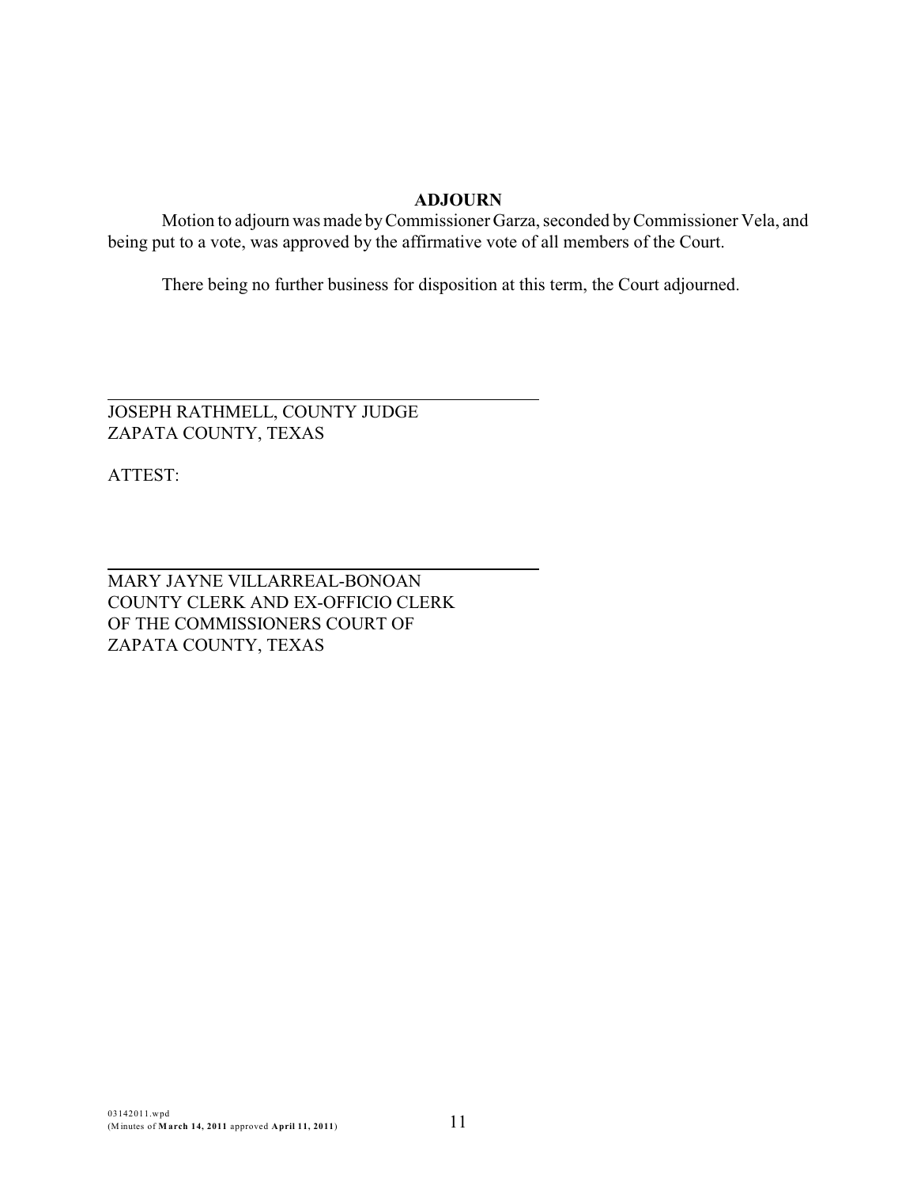**ADJOURN**

Motion to adjourn was made by Commissioner Garza, seconded by Commissioner Vela, and being put to a vote, was approved by the affirmative vote of all members of the Court.

There being no further business for disposition at this term, the Court adjourned.

JOSEPH RATHMELL, COUNTY JUDGE
ZAPATA COUNTY, TEXAS

ATTEST:

MARY JAYNE VILLARREAL-BONOAN
COUNTY CLERK AND EX-OFFICIO CLERK
OF THE COMMISSIONERS COURT OF
ZAPATA COUNTY, TEXAS